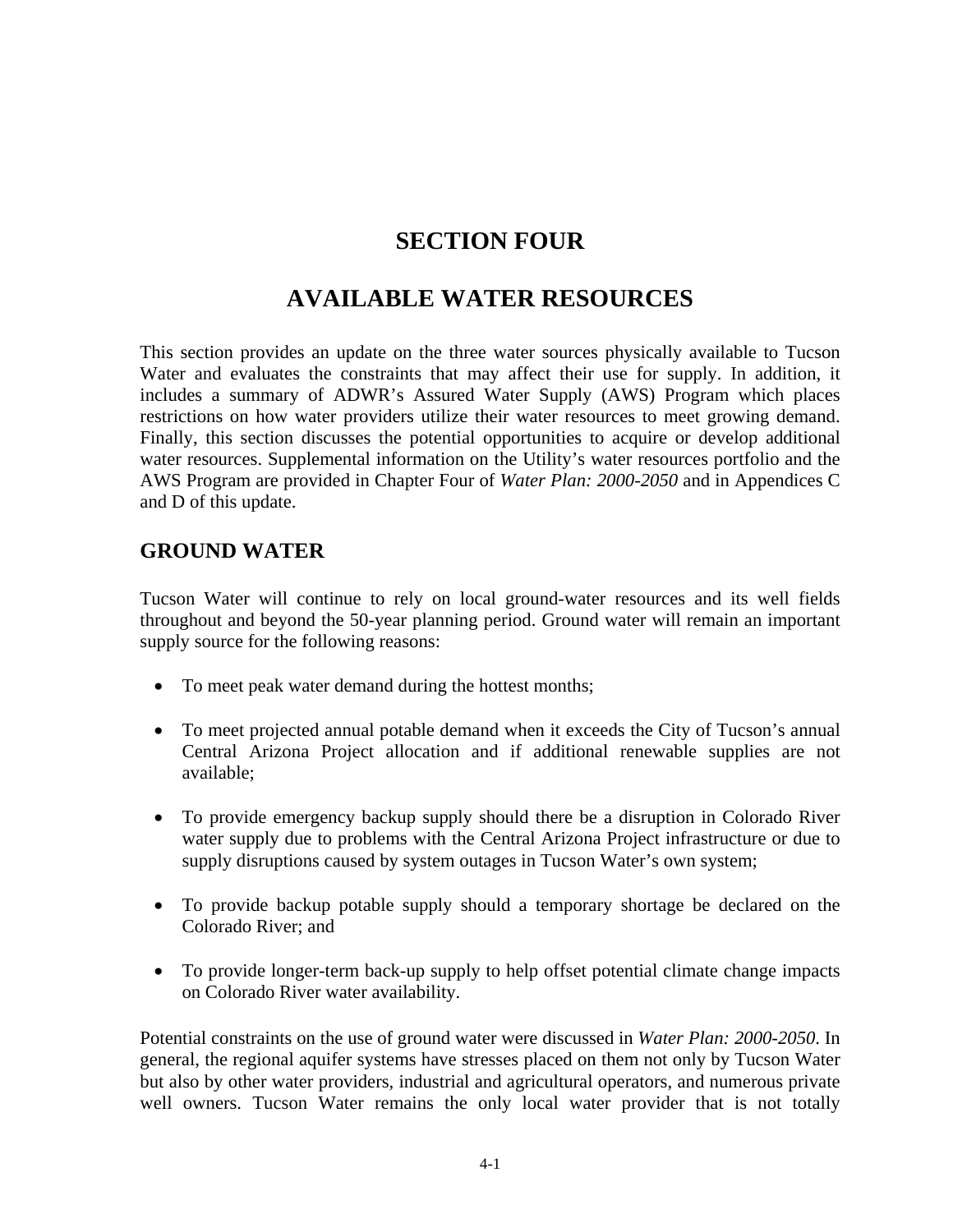# SECTION FOUR

# AVAILABLE WATER RESOURCES

This section provides an update on the three water sources physically available to Tucson Water and evaluates the constraints that may affect their use for supply. In addition, it includes a summary of ADWR's Assured Water Supply (AWS) Program which places restrictions on how water providers utilize their water resources to meet growing demand. Finally, this section discusses the potential opportunities to acquire or develop additional water resources. Supplemental information on the Utility's water resources portfolio and the AWS Program are provided in Chapter Four of *Water Plan: 2000-2050* and in Appendices C and D of this update.

## GROUND WATER

Tucson Water will continue to rely on local ground-water resources and its well fields throughout and beyond the 50-year planning period. Ground water will remain an important supply source for the following reasons:

- To meet peak water demand during the hottest months;
- To meet projected annual potable demand when it exceeds the City of Tucson's annual Central Arizona Project allocation and if additional renewable supplies are not available;
- To provide emergency backup supply should there be a disruption in Colorado River water supply due to problems with the Central Arizona Project infrastructure or due to supply disruptions caused by system outages in Tucson Water's own system;
- To provide backup potable supply should a temporary shortage be declared on the Colorado River; and
- To provide longer-term back-up supply to help offset potential climate change impacts on Colorado River water availability.

Potential constraints on the use of ground water were discussed in *Water Plan: 2000-2050*. In general, the regional aquifer systems have stresses placed on them not only by Tucson Water but also by other water providers, industrial and agricultural operators, and numerous private well owners. Tucson Water remains the only local water provider that is not totally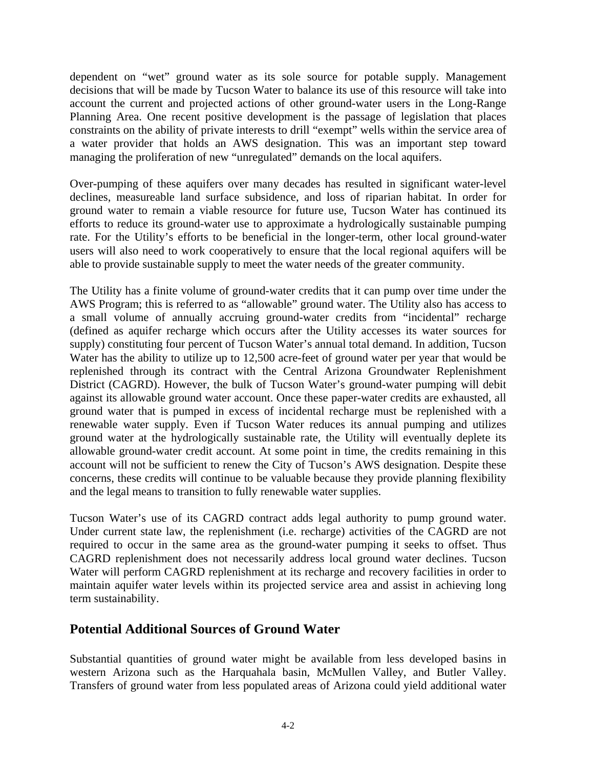dependent on "wet" ground water as its sole source for potable supply. Management decisions that will be made by Tucson Water to balance its use of this resource will take into account the current and projected actions of other ground-water users in the Long-Range Planning Area. One recent positive development is the passage of legislation that places constraints on the ability of private interests to drill "exempt" wells within the service area of a water provider that holds an AWS designation. This was an important step toward managing the proliferation of new "unregulated" demands on the local aquifers.

Over-pumping of these aquifers over many decades has resulted in significant water-level declines, measureable land surface subsidence, and loss of riparian habitat. In order for ground water to remain a viable resource for future use, Tucson Water has continued its efforts to reduce its ground-water use to approximate a hydrologically sustainable pumping rate. For the Utility's efforts to be beneficial in the longer-term, other local ground-water users will also need to work cooperatively to ensure that the local regional aquifers will be able to provide sustainable supply to meet the water needs of the greater community.

The Utility has a finite volume of ground-water credits that it can pump over time under the AWS Program; this is referred to as "allowable" ground water. The Utility also has access to a small volume of annually accruing ground-water credits from "incidental" recharge (defined as aquifer recharge which occurs after the Utility accesses its water sources for supply) constituting four percent of Tucson Water's annual total demand. In addition, Tucson Water has the ability to utilize up to 12,500 acre-feet of ground water per year that would be replenished through its contract with the Central Arizona Groundwater Replenishment District (CAGRD). However, the bulk of Tucson Water's ground-water pumping will debit against its allowable ground water account. Once these paper-water credits are exhausted, all ground water that is pumped in excess of incidental recharge must be replenished with a renewable water supply. Even if Tucson Water reduces its annual pumping and utilizes ground water at the hydrologically sustainable rate, the Utility will eventually deplete its allowable ground-water credit account. At some point in time, the credits remaining in this account will not be sufficient to renew the City of Tucson's AWS designation. Despite these concerns, these credits will continue to be valuable because they provide planning flexibility and the legal means to transition to fully renewable water supplies.

Tucson Water's use of its CAGRD contract adds legal authority to pump ground water. Under current state law, the replenishment (i.e. recharge) activities of the CAGRD are not required to occur in the same area as the ground-water pumping it seeks to offset. Thus CAGRD replenishment does not necessarily address local ground water declines. Tucson Water will perform CAGRD replenishment at its recharge and recovery facilities in order to maintain aquifer water levels within its projected service area and assist in achieving long term sustainability.

## Potential Additional Sources of Ground Water

Substantial quantities of ground water might be available from less developed basins in western Arizona such as the Harquahala basin, McMullen Valley, and Butler Valley. Transfers of ground water from less populated areas of Arizona could yield additional water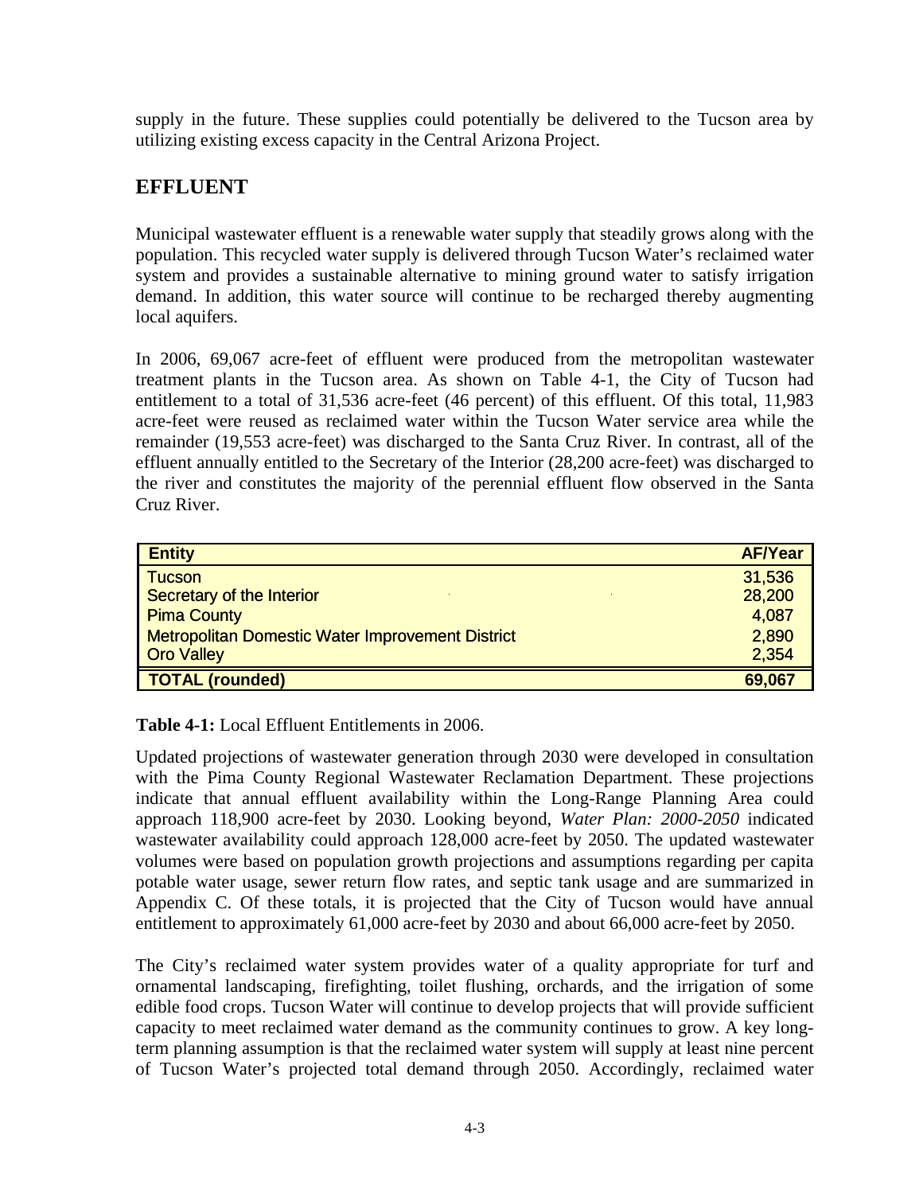supply in the future. These supplies could potentially be delivered to the Tucson area by utilizing existing excess capacity in the Central Arizona Project.

## EFFLUENT

Municipal wastewater effluent is a renewable water supply that steadily grows along with the population. This recycled water supply is delivered through Tucson Water's reclaimed water system and provides a sustainable alternative to mining ground water to satisfy irrigation demand. In addition, this water source will continue to be recharged thereby augmenting local aquifers.

In 2006, 69,067 acre-feet of effluent were produced from the metropolitan wastewater treatment plants in the Tucson area. As shown on Table 4-1, the City of Tucson had entitlement to a total of 31,536 acre-feet (46 percent) of this effluent. Of this total, 11,983 acre-feet were reused as reclaimed water within the Tucson Water service area while the remainder (19,553 acre-feet) was discharged to the Santa Cruz River. In contrast, all of the effluent annually entitled to the Secretary of the Interior (28,200 acre-feet) was discharged to the river and constitutes the majority of the perennial effluent flow observed in the Santa Cruz River.

| Entity | AF/Year |
|---|---|
| Tucson | 31,536 |
| Secretary of the Interior | 28,200 |
| Pima County | 4,087 |
| Metropolitan Domestic Water Improvement District | 2,890 |
| Oro Valley | 2,354 |
| **TOTAL (rounded)** | **69,067** |

**Table 4-1:** Local Effluent Entitlements in 2006.

Updated projections of wastewater generation through 2030 were developed in consultation with the Pima County Regional Wastewater Reclamation Department. These projections indicate that annual effluent availability within the Long-Range Planning Area could approach 118,900 acre-feet by 2030. Looking beyond, *Water Plan: 2000-2050* indicated wastewater availability could approach 128,000 acre-feet by 2050. The updated wastewater volumes were based on population growth projections and assumptions regarding per capita potable water usage, sewer return flow rates, and septic tank usage and are summarized in Appendix C. Of these totals, it is projected that the City of Tucson would have annual entitlement to approximately 61,000 acre-feet by 2030 and about 66,000 acre-feet by 2050.

The City's reclaimed water system provides water of a quality appropriate for turf and ornamental landscaping, firefighting, toilet flushing, orchards, and the irrigation of some edible food crops. Tucson Water will continue to develop projects that will provide sufficient capacity to meet reclaimed water demand as the community continues to grow. A key long-term planning assumption is that the reclaimed water system will supply at least nine percent of Tucson Water's projected total demand through 2050. Accordingly, reclaimed water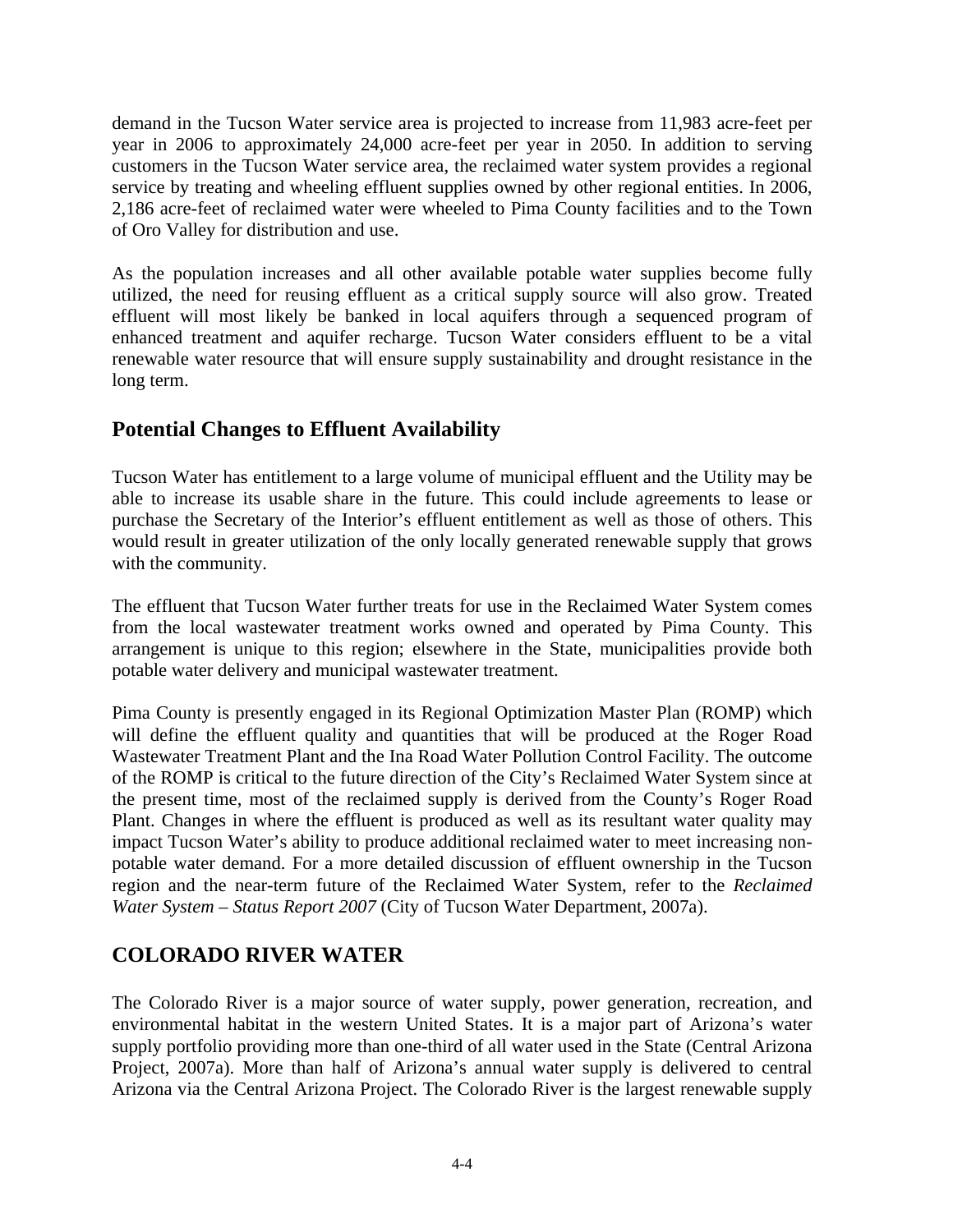demand in the Tucson Water service area is projected to increase from 11,983 acre-feet per year in 2006 to approximately 24,000 acre-feet per year in 2050. In addition to serving customers in the Tucson Water service area, the reclaimed water system provides a regional service by treating and wheeling effluent supplies owned by other regional entities. In 2006, 2,186 acre-feet of reclaimed water were wheeled to Pima County facilities and to the Town of Oro Valley for distribution and use.

As the population increases and all other available potable water supplies become fully utilized, the need for reusing effluent as a critical supply source will also grow. Treated effluent will most likely be banked in local aquifers through a sequenced program of enhanced treatment and aquifer recharge. Tucson Water considers effluent to be a vital renewable water resource that will ensure supply sustainability and drought resistance in the long term.

## Potential Changes to Effluent Availability

Tucson Water has entitlement to a large volume of municipal effluent and the Utility may be able to increase its usable share in the future. This could include agreements to lease or purchase the Secretary of the Interior's effluent entitlement as well as those of others. This would result in greater utilization of the only locally generated renewable supply that grows with the community.

The effluent that Tucson Water further treats for use in the Reclaimed Water System comes from the local wastewater treatment works owned and operated by Pima County. This arrangement is unique to this region; elsewhere in the State, municipalities provide both potable water delivery and municipal wastewater treatment.

Pima County is presently engaged in its Regional Optimization Master Plan (ROMP) which will define the effluent quality and quantities that will be produced at the Roger Road Wastewater Treatment Plant and the Ina Road Water Pollution Control Facility. The outcome of the ROMP is critical to the future direction of the City's Reclaimed Water System since at the present time, most of the reclaimed supply is derived from the County's Roger Road Plant. Changes in where the effluent is produced as well as its resultant water quality may impact Tucson Water's ability to produce additional reclaimed water to meet increasing non-potable water demand. For a more detailed discussion of effluent ownership in the Tucson region and the near-term future of the Reclaimed Water System, refer to the *Reclaimed Water System – Status Report 2007* (City of Tucson Water Department, 2007a).

# COLORADO RIVER WATER

The Colorado River is a major source of water supply, power generation, recreation, and environmental habitat in the western United States. It is a major part of Arizona's water supply portfolio providing more than one-third of all water used in the State (Central Arizona Project, 2007a). More than half of Arizona's annual water supply is delivered to central Arizona via the Central Arizona Project. The Colorado River is the largest renewable supply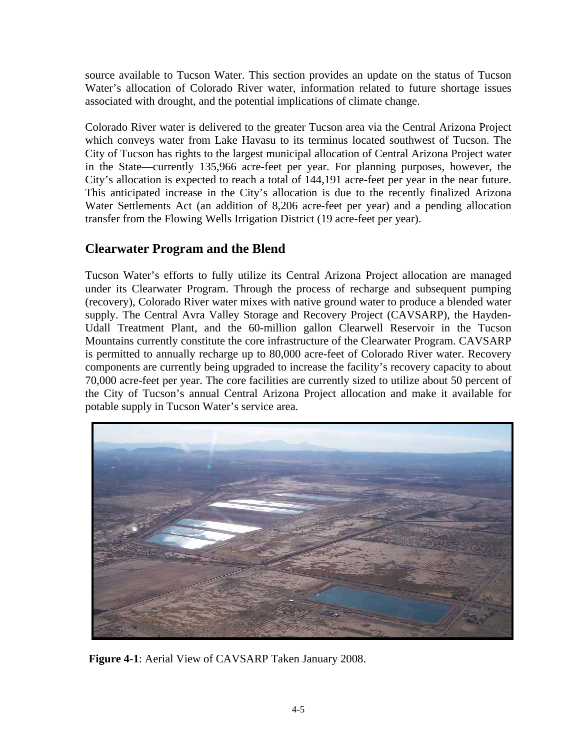source available to Tucson Water. This section provides an update on the status of Tucson Water's allocation of Colorado River water, information related to future shortage issues associated with drought, and the potential implications of climate change.

Colorado River water is delivered to the greater Tucson area via the Central Arizona Project which conveys water from Lake Havasu to its terminus located southwest of Tucson. The City of Tucson has rights to the largest municipal allocation of Central Arizona Project water in the State—currently 135,966 acre-feet per year. For planning purposes, however, the City's allocation is expected to reach a total of 144,191 acre-feet per year in the near future. This anticipated increase in the City's allocation is due to the recently finalized Arizona Water Settlements Act (an addition of 8,206 acre-feet per year) and a pending allocation transfer from the Flowing Wells Irrigation District (19 acre-feet per year).

## Clearwater Program and the Blend

Tucson Water's efforts to fully utilize its Central Arizona Project allocation are managed under its Clearwater Program. Through the process of recharge and subsequent pumping (recovery), Colorado River water mixes with native ground water to produce a blended water supply. The Central Avra Valley Storage and Recovery Project (CAVSARP), the Hayden-Udall Treatment Plant, and the 60-million gallon Clearwell Reservoir in the Tucson Mountains currently constitute the core infrastructure of the Clearwater Program. CAVSARP is permitted to annually recharge up to 80,000 acre-feet of Colorado River water. Recovery components are currently being upgraded to increase the facility's recovery capacity to about 70,000 acre-feet per year. The core facilities are currently sized to utilize about 50 percent of the City of Tucson's annual Central Arizona Project allocation and make it available for potable supply in Tucson Water's service area.

**Figure 4-1**: Aerial View of CAVSARP Taken January 2008.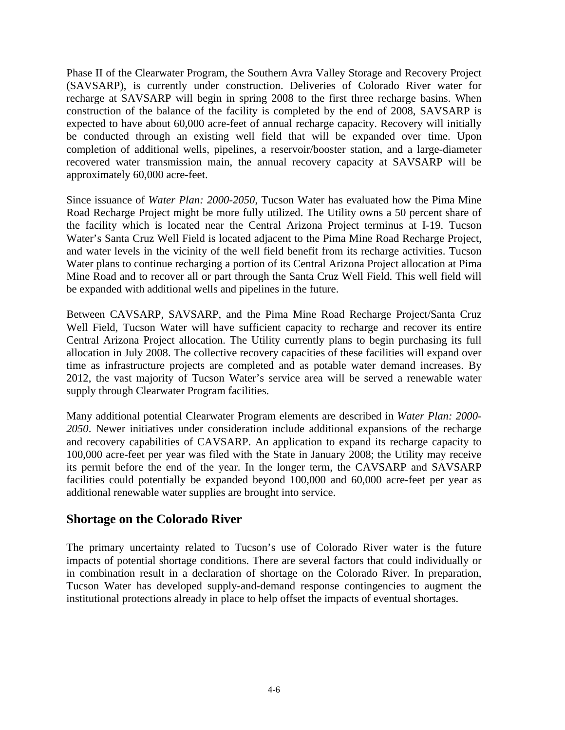Phase II of the Clearwater Program, the Southern Avra Valley Storage and Recovery Project (SAVSARP), is currently under construction. Deliveries of Colorado River water for recharge at SAVSARP will begin in spring 2008 to the first three recharge basins. When construction of the balance of the facility is completed by the end of 2008, SAVSARP is expected to have about 60,000 acre-feet of annual recharge capacity. Recovery will initially be conducted through an existing well field that will be expanded over time. Upon completion of additional wells, pipelines, a reservoir/booster station, and a large-diameter recovered water transmission main, the annual recovery capacity at SAVSARP will be approximately 60,000 acre-feet.

Since issuance of *Water Plan: 2000-2050*, Tucson Water has evaluated how the Pima Mine Road Recharge Project might be more fully utilized. The Utility owns a 50 percent share of the facility which is located near the Central Arizona Project terminus at I-19. Tucson Water's Santa Cruz Well Field is located adjacent to the Pima Mine Road Recharge Project, and water levels in the vicinity of the well field benefit from its recharge activities. Tucson Water plans to continue recharging a portion of its Central Arizona Project allocation at Pima Mine Road and to recover all or part through the Santa Cruz Well Field. This well field will be expanded with additional wells and pipelines in the future.

Between CAVSARP, SAVSARP, and the Pima Mine Road Recharge Project/Santa Cruz Well Field, Tucson Water will have sufficient capacity to recharge and recover its entire Central Arizona Project allocation. The Utility currently plans to begin purchasing its full allocation in July 2008. The collective recovery capacities of these facilities will expand over time as infrastructure projects are completed and as potable water demand increases. By 2012, the vast majority of Tucson Water's service area will be served a renewable water supply through Clearwater Program facilities.

Many additional potential Clearwater Program elements are described in *Water Plan: 2000-2050*. Newer initiatives under consideration include additional expansions of the recharge and recovery capabilities of CAVSARP. An application to expand its recharge capacity to 100,000 acre-feet per year was filed with the State in January 2008; the Utility may receive its permit before the end of the year. In the longer term, the CAVSARP and SAVSARP facilities could potentially be expanded beyond 100,000 and 60,000 acre-feet per year as additional renewable water supplies are brought into service.

## Shortage on the Colorado River

The primary uncertainty related to Tucson's use of Colorado River water is the future impacts of potential shortage conditions. There are several factors that could individually or in combination result in a declaration of shortage on the Colorado River. In preparation, Tucson Water has developed supply-and-demand response contingencies to augment the institutional protections already in place to help offset the impacts of eventual shortages.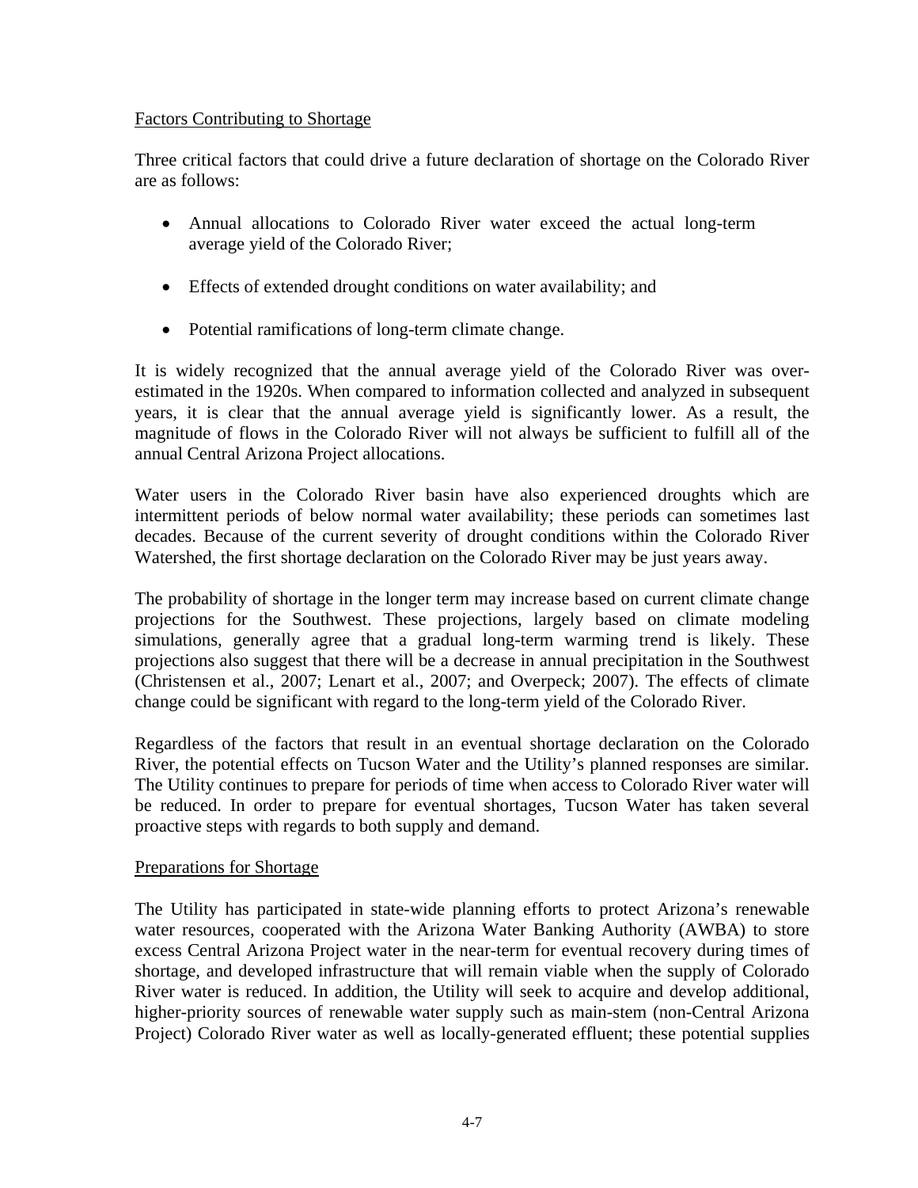### Factors Contributing to Shortage

Three critical factors that could drive a future declaration of shortage on the Colorado River are as follows:

- Annual allocations to Colorado River water exceed the actual long-term average yield of the Colorado River;
- Effects of extended drought conditions on water availability; and
- Potential ramifications of long-term climate change.

It is widely recognized that the annual average yield of the Colorado River was over-estimated in the 1920s. When compared to information collected and analyzed in subsequent years, it is clear that the annual average yield is significantly lower. As a result, the magnitude of flows in the Colorado River will not always be sufficient to fulfill all of the annual Central Arizona Project allocations.

Water users in the Colorado River basin have also experienced droughts which are intermittent periods of below normal water availability; these periods can sometimes last decades. Because of the current severity of drought conditions within the Colorado River Watershed, the first shortage declaration on the Colorado River may be just years away.

The probability of shortage in the longer term may increase based on current climate change projections for the Southwest. These projections, largely based on climate modeling simulations, generally agree that a gradual long-term warming trend is likely. These projections also suggest that there will be a decrease in annual precipitation in the Southwest (Christensen et al., 2007; Lenart et al., 2007; and Overpeck; 2007). The effects of climate change could be significant with regard to the long-term yield of the Colorado River.

Regardless of the factors that result in an eventual shortage declaration on the Colorado River, the potential effects on Tucson Water and the Utility's planned responses are similar. The Utility continues to prepare for periods of time when access to Colorado River water will be reduced. In order to prepare for eventual shortages, Tucson Water has taken several proactive steps with regards to both supply and demand.

### Preparations for Shortage

The Utility has participated in state-wide planning efforts to protect Arizona's renewable water resources, cooperated with the Arizona Water Banking Authority (AWBA) to store excess Central Arizona Project water in the near-term for eventual recovery during times of shortage, and developed infrastructure that will remain viable when the supply of Colorado River water is reduced. In addition, the Utility will seek to acquire and develop additional, higher-priority sources of renewable water supply such as main-stem (non-Central Arizona Project) Colorado River water as well as locally-generated effluent; these potential supplies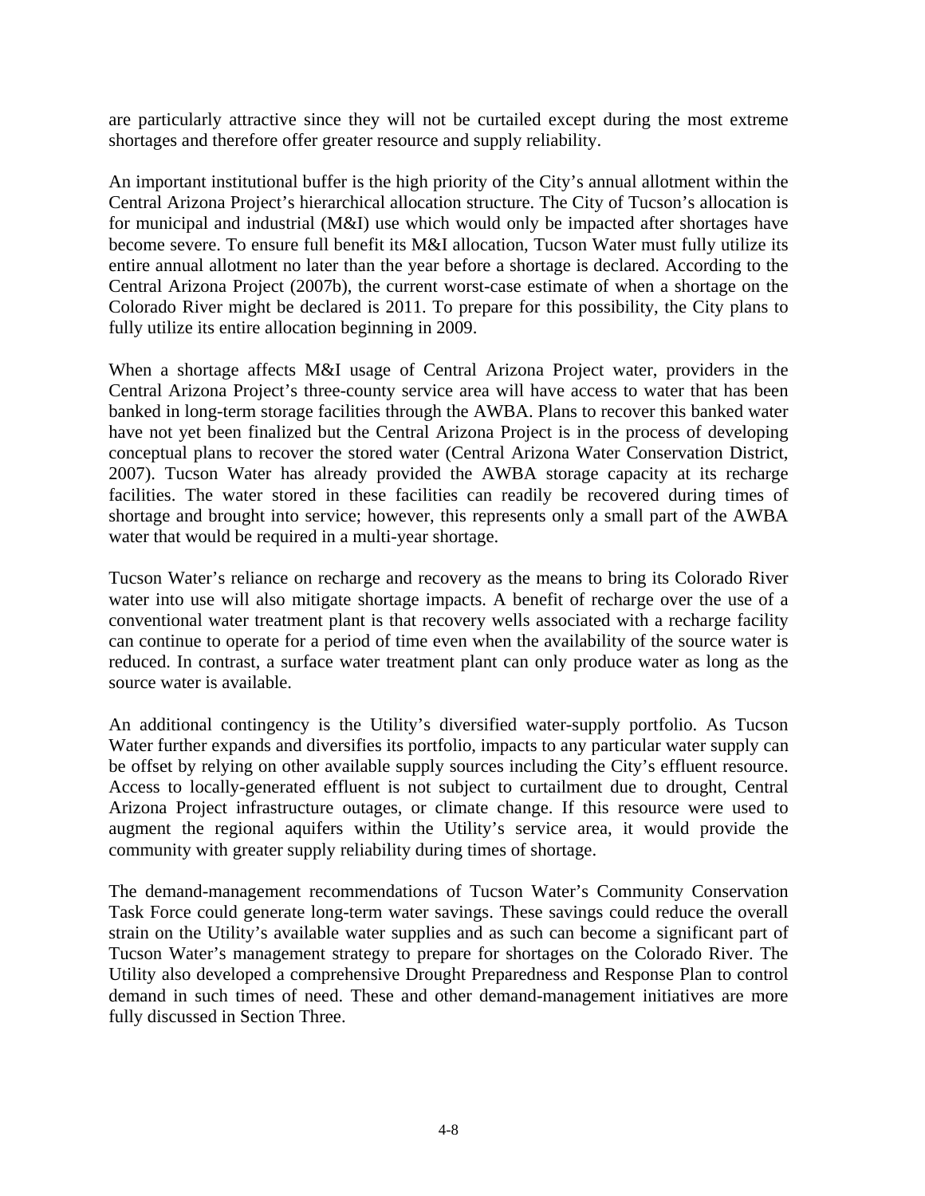are particularly attractive since they will not be curtailed except during the most extreme shortages and therefore offer greater resource and supply reliability.

An important institutional buffer is the high priority of the City's annual allotment within the Central Arizona Project's hierarchical allocation structure. The City of Tucson's allocation is for municipal and industrial (M&I) use which would only be impacted after shortages have become severe. To ensure full benefit its M&I allocation, Tucson Water must fully utilize its entire annual allotment no later than the year before a shortage is declared. According to the Central Arizona Project (2007b), the current worst-case estimate of when a shortage on the Colorado River might be declared is 2011. To prepare for this possibility, the City plans to fully utilize its entire allocation beginning in 2009.

When a shortage affects M&I usage of Central Arizona Project water, providers in the Central Arizona Project's three-county service area will have access to water that has been banked in long-term storage facilities through the AWBA. Plans to recover this banked water have not yet been finalized but the Central Arizona Project is in the process of developing conceptual plans to recover the stored water (Central Arizona Water Conservation District, 2007). Tucson Water has already provided the AWBA storage capacity at its recharge facilities. The water stored in these facilities can readily be recovered during times of shortage and brought into service; however, this represents only a small part of the AWBA water that would be required in a multi-year shortage.

Tucson Water's reliance on recharge and recovery as the means to bring its Colorado River water into use will also mitigate shortage impacts. A benefit of recharge over the use of a conventional water treatment plant is that recovery wells associated with a recharge facility can continue to operate for a period of time even when the availability of the source water is reduced. In contrast, a surface water treatment plant can only produce water as long as the source water is available.

An additional contingency is the Utility's diversified water-supply portfolio. As Tucson Water further expands and diversifies its portfolio, impacts to any particular water supply can be offset by relying on other available supply sources including the City's effluent resource. Access to locally-generated effluent is not subject to curtailment due to drought, Central Arizona Project infrastructure outages, or climate change. If this resource were used to augment the regional aquifers within the Utility's service area, it would provide the community with greater supply reliability during times of shortage.

The demand-management recommendations of Tucson Water's Community Conservation Task Force could generate long-term water savings. These savings could reduce the overall strain on the Utility's available water supplies and as such can become a significant part of Tucson Water's management strategy to prepare for shortages on the Colorado River. The Utility also developed a comprehensive Drought Preparedness and Response Plan to control demand in such times of need. These and other demand-management initiatives are more fully discussed in Section Three.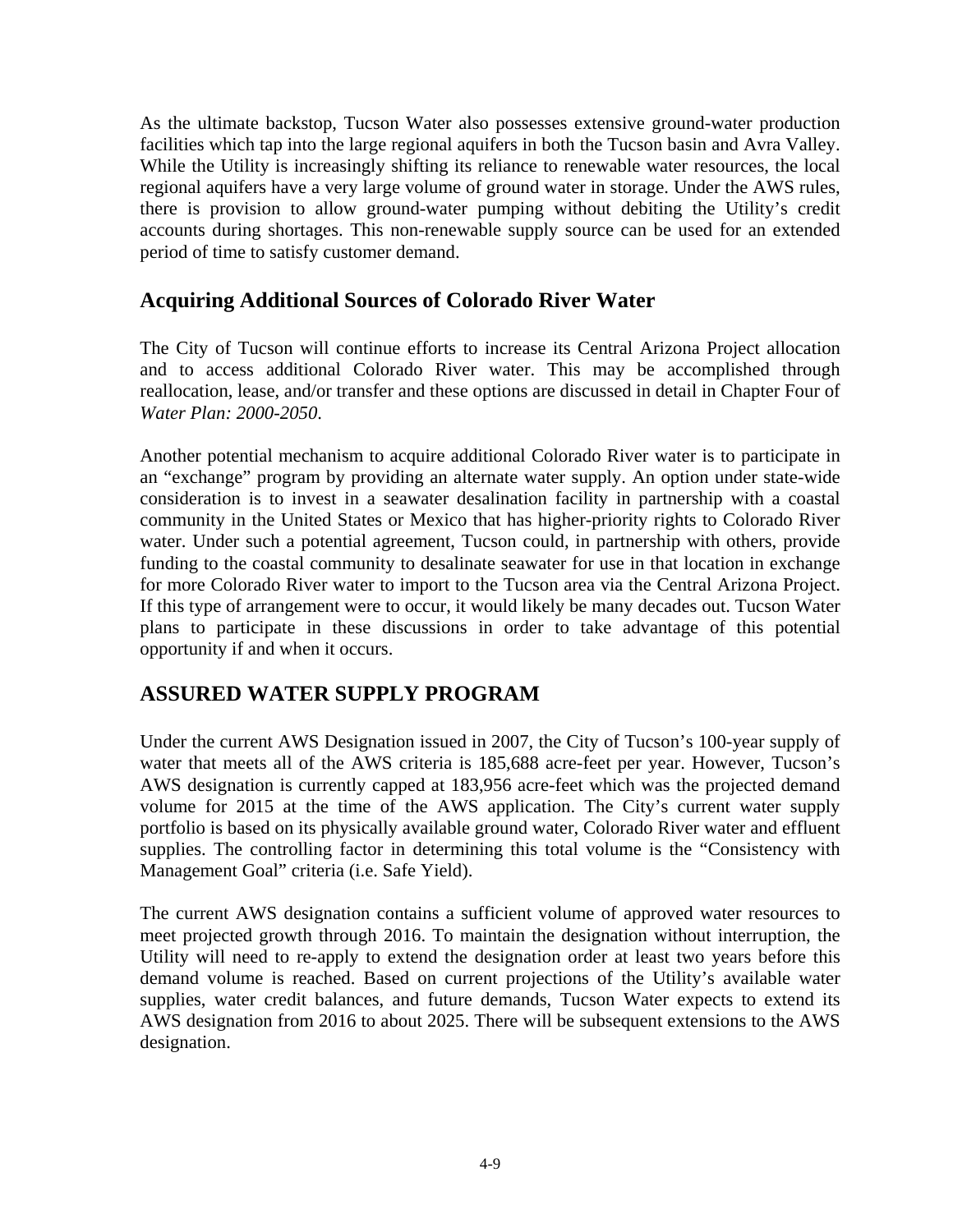As the ultimate backstop, Tucson Water also possesses extensive ground-water production facilities which tap into the large regional aquifers in both the Tucson basin and Avra Valley. While the Utility is increasingly shifting its reliance to renewable water resources, the local regional aquifers have a very large volume of ground water in storage. Under the AWS rules, there is provision to allow ground-water pumping without debiting the Utility's credit accounts during shortages. This non-renewable supply source can be used for an extended period of time to satisfy customer demand.

## Acquiring Additional Sources of Colorado River Water

The City of Tucson will continue efforts to increase its Central Arizona Project allocation and to access additional Colorado River water. This may be accomplished through reallocation, lease, and/or transfer and these options are discussed in detail in Chapter Four of *Water Plan: 2000-2050*.

Another potential mechanism to acquire additional Colorado River water is to participate in an "exchange" program by providing an alternate water supply. An option under state-wide consideration is to invest in a seawater desalination facility in partnership with a coastal community in the United States or Mexico that has higher-priority rights to Colorado River water. Under such a potential agreement, Tucson could, in partnership with others, provide funding to the coastal community to desalinate seawater for use in that location in exchange for more Colorado River water to import to the Tucson area via the Central Arizona Project. If this type of arrangement were to occur, it would likely be many decades out. Tucson Water plans to participate in these discussions in order to take advantage of this potential opportunity if and when it occurs.

# ASSURED WATER SUPPLY PROGRAM

Under the current AWS Designation issued in 2007, the City of Tucson's 100-year supply of water that meets all of the AWS criteria is 185,688 acre-feet per year. However, Tucson's AWS designation is currently capped at 183,956 acre-feet which was the projected demand volume for 2015 at the time of the AWS application. The City's current water supply portfolio is based on its physically available ground water, Colorado River water and effluent supplies. The controlling factor in determining this total volume is the "Consistency with Management Goal" criteria (i.e. Safe Yield).

The current AWS designation contains a sufficient volume of approved water resources to meet projected growth through 2016. To maintain the designation without interruption, the Utility will need to re-apply to extend the designation order at least two years before this demand volume is reached. Based on current projections of the Utility's available water supplies, water credit balances, and future demands, Tucson Water expects to extend its AWS designation from 2016 to about 2025. There will be subsequent extensions to the AWS designation.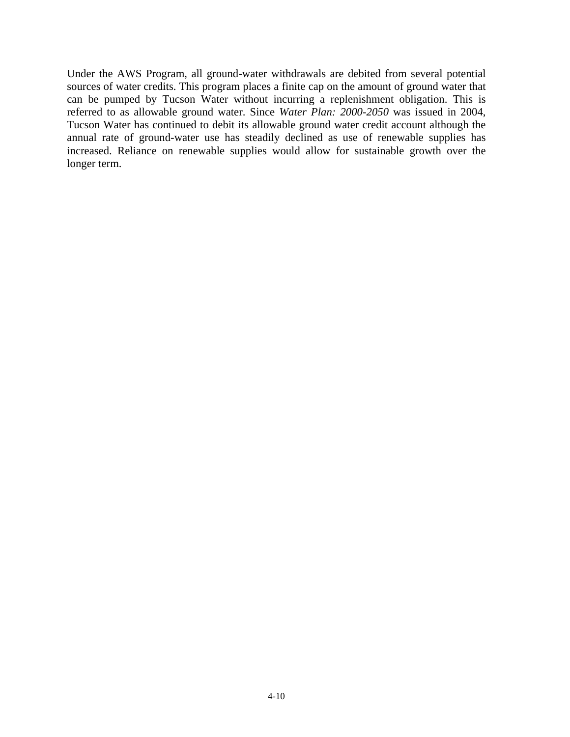Under the AWS Program, all ground-water withdrawals are debited from several potential sources of water credits. This program places a finite cap on the amount of ground water that can be pumped by Tucson Water without incurring a replenishment obligation. This is referred to as allowable ground water. Since *Water Plan: 2000-2050* was issued in 2004, Tucson Water has continued to debit its allowable ground water credit account although the annual rate of ground-water use has steadily declined as use of renewable supplies has increased. Reliance on renewable supplies would allow for sustainable growth over the longer term.